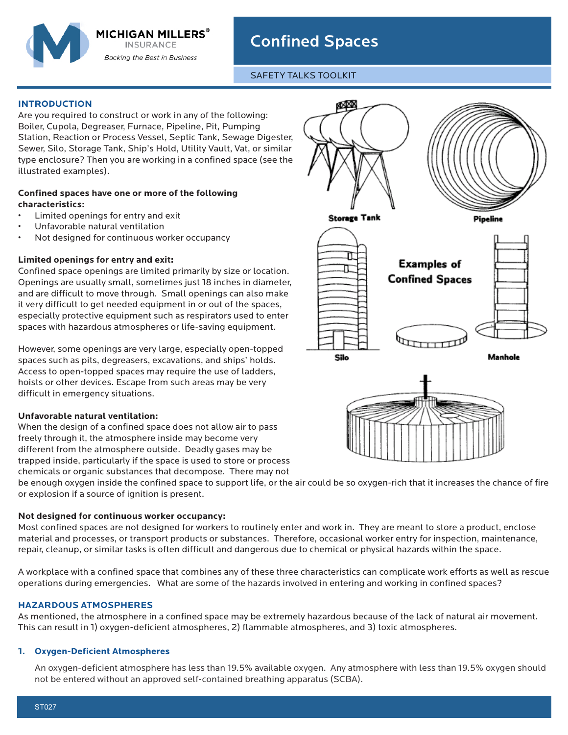# Confined Spaces

SAFETY TALKS TOOLKIT

## INTRODUCTION

Are you required to construct or work in any of the following: Boiler, Cupola, Degreaser, Furnace, Pipeline, Pit, Pumping Station, Reaction or Process Vessel, Septic Tank, Sewage Digester, Sewer, Silo, Storage Tank, Ship's Hold, Utility Vault, Vat, or similar type enclosure? Then you are working in a confined space (see the illustrated examples).

**Confined spaces have one or more of the following characteristics:**

- Limited openings for entry and exit
- Unfavorable natural ventilation
- Not designed for continuous worker occupancy

**Limited openings for entry and exit:**

Confined space openings are limited primarily by size or location. Openings are usually small, sometimes just 18 inches in diameter, and are difficult to move through. Small openings can also make it very difficult to get needed equipment in or out of the spaces, especially protective equipment such as respirators used to enter spaces with hazardous atmospheres or life-saving equipment.

However, some openings are very large, especially open-topped spaces such as pits, degreasers, excavations, and ships' holds. Access to open-topped spaces may require the use of ladders, hoists or other devices. Escape from such areas may be very difficult in emergency situations.

**Unfavorable natural ventilation:**

When the design of a confined space does not allow air to pass freely through it, the atmosphere inside may become very different from the atmosphere outside. Deadly gases may be trapped inside, particularly if the space is used to store or process chemicals or organic substances that decompose. There may not be enough oxygen inside the confined space to support life, or the air could be so oxygen-rich that it increases the chance of fire or explosion if a source of ignition is present.

**Not designed for continuous worker occupancy:**

Most confined spaces are not designed for workers to routinely enter and work in. They are meant to store a product, enclose material and processes, or transport products or substances. Therefore, occasional worker entry for inspection, maintenance, repair, cleanup, or similar tasks is often difficult and dangerous due to chemical or physical hazards within the space.

A workplace with a confined space that combines any of these three characteristics can complicate work efforts as well as rescue operations during emergencies. What are some of the hazards involved in entering and working in confined spaces?

## HAZARDOUS ATMOSPHERES

As mentioned, the atmosphere in a confined space may be extremely hazardous because of the lack of natural air movement. This can result in 1) oxygen-deficient atmospheres, 2) flammable atmospheres, and 3) toxic atmospheres.

### 1. Oxygen-Deficient Atmospheres

An oxygen-deficient atmosphere has less than 19.5% available oxygen. Any atmosphere with less than 19.5% oxygen should not be entered without an approved self-contained breathing apparatus (SCBA).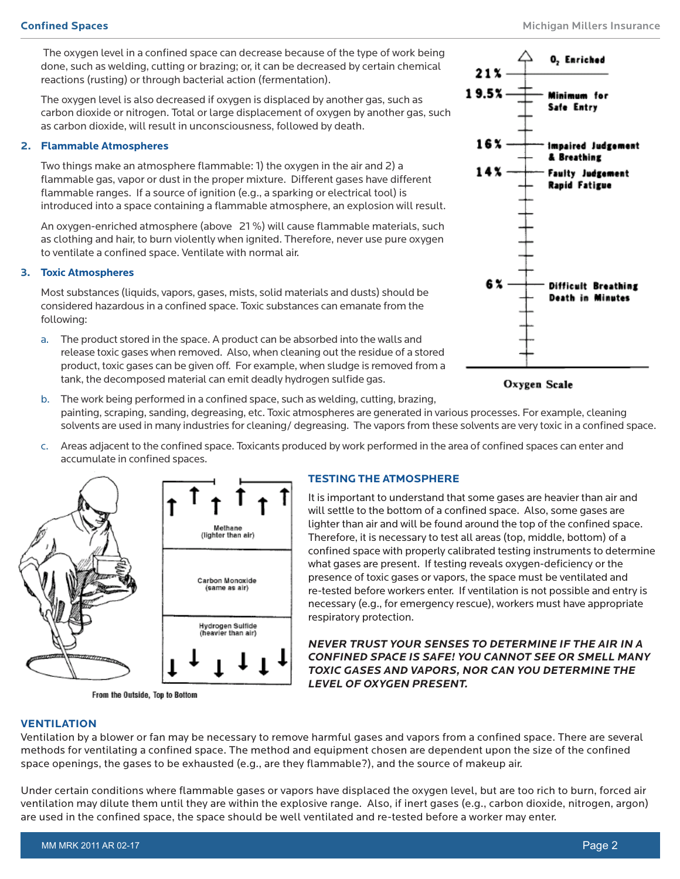The oxygen level in a confined space can decrease because of the type of work being done, such as welding, cutting or brazing; or, it can be decreased by certain chemical reactions (rusting) or through bacterial action (fermentation).

The oxygen level is also decreased if oxygen is displaced by another gas, such as carbon dioxide or nitrogen. Total or large displacement of oxygen by another gas, such as carbon dioxide, will result in unconsciousness, followed by death.

Oxygen Scale

$O_2$ Enriched

21%

19.5% Minimum for Safe Entry

16% Impaired Judgement & Breathing

14% Faulty Judgement Rapid Fatigue

6% Difficult Breathing Death in Minutes

### 2. Flammable Atmospheres

Two things make an atmosphere flammable: 1) the oxygen in the air and 2) a flammable gas, vapor or dust in the proper mixture. Different gases have different flammable ranges. If a source of ignition (e.g., a sparking or electrical tool) is introduced into a space containing a flammable atmosphere, an explosion will result.

An oxygen-enriched atmosphere (above 21 %) will cause flammable materials, such as clothing and hair, to burn violently when ignited. Therefore, never use pure oxygen to ventilate a confined space. Ventilate with normal air.

### 3. Toxic Atmospheres

Most substances (liquids, vapors, gases, mists, solid materials and dusts) should be considered hazardous in a confined space. Toxic substances can emanate from the following:

a. The product stored in the space. A product can be absorbed into the walls and release toxic gases when removed. Also, when cleaning out the residue of a stored product, toxic gases can be given off. For example, when sludge is removed from a tank, the decomposed material can emit deadly hydrogen sulfide gas.

b. The work being performed in a confined space, such as welding, cutting, brazing, painting, scraping, sanding, degreasing, etc. Toxic atmospheres are generated in various processes. For example, cleaning solvents are used in many industries for cleaning/ degreasing. The vapors from these solvents are very toxic in a confined space.

c. Areas adjacent to the confined space. Toxicants produced by work performed in the area of confined spaces can enter and accumulate in confined spaces.

Methane (lighter than air)

Carbon Monoxide (same as air)

Hydrogen Sulfide (heavier than air)

From the Outside, Top to Bottom

## TESTING THE ATMOSPHERE

It is important to understand that some gases are heavier than air and will settle to the bottom of a confined space. Also, some gases are lighter than air and will be found around the top of the confined space. Therefore, it is necessary to test all areas (top, middle, bottom) of a confined space with properly calibrated testing instruments to determine what gases are present. If testing reveals oxygen-deficiency or the presence of toxic gases or vapors, the space must be ventilated and re-tested before workers enter. If ventilation is not possible and entry is necessary (e.g., for emergency rescue), workers must have appropriate respiratory protection.

***NEVER TRUST YOUR SENSES TO DETERMINE IF THE AIR IN A CONFINED SPACE IS SAFE! YOU CANNOT SEE OR SMELL MANY TOXIC GASES AND VAPORS, NOR CAN YOU DETERMINE THE LEVEL OF OXYGEN PRESENT.***

## VENTILATION

Ventilation by a blower or fan may be necessary to remove harmful gases and vapors from a confined space. There are several methods for ventilating a confined space. The method and equipment chosen are dependent upon the size of the confined space openings, the gases to be exhausted (e.g., are they flammable?), and the source of makeup air.

Under certain conditions where flammable gases or vapors have displaced the oxygen level, but are too rich to burn, forced air ventilation may dilute them until they are within the explosive range. Also, if inert gases (e.g., carbon dioxide, nitrogen, argon) are used in the confined space, the space should be well ventilated and re-tested before a worker may enter.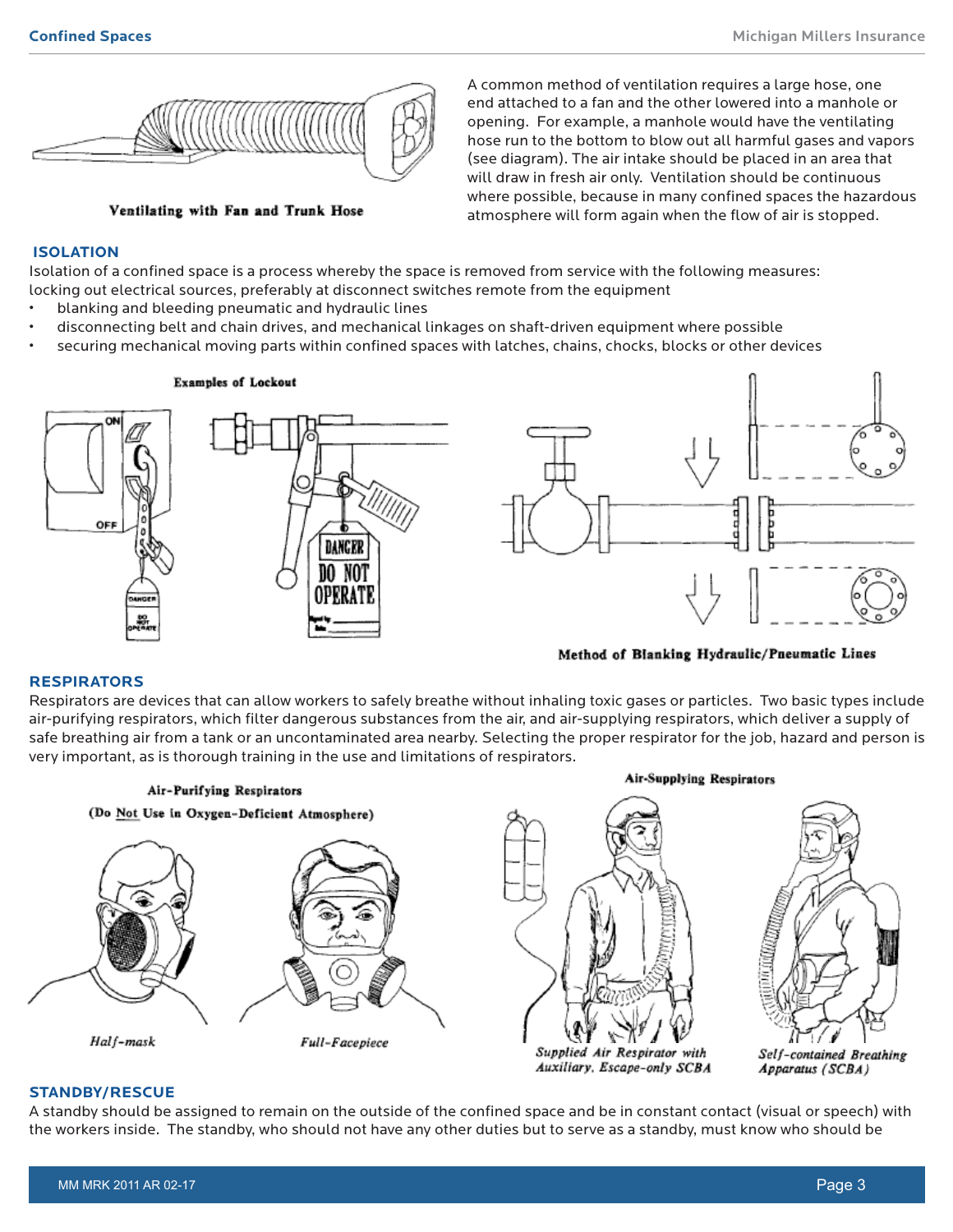Ventilating with Fan and Trunk Hose

A common method of ventilation requires a large hose, one end attached to a fan and the other lowered into a manhole or opening. For example, a manhole would have the ventilating hose run to the bottom to blow out all harmful gases and vapors (see diagram). The air intake should be placed in an area that will draw in fresh air only. Ventilation should be continuous where possible, because in many confined spaces the hazardous atmosphere will form again when the flow of air is stopped.

## ISOLATION

Isolation of a confined space is a process whereby the space is removed from service with the following measures:
locking out electrical sources, preferably at disconnect switches remote from the equipment

- blanking and bleeding pneumatic and hydraulic lines
- disconnecting belt and chain drives, and mechanical linkages on shaft-driven equipment where possible
- securing mechanical moving parts within confined spaces with latches, chains, chocks, blocks or other devices

Examples of Lockout

Method of Blanking Hydraulic/Pneumatic Lines

## RESPIRATORS

Respirators are devices that can allow workers to safely breathe without inhaling toxic gases or particles. Two basic types include air-purifying respirators, which filter dangerous substances from the air, and air-supplying respirators, which deliver a supply of safe breathing air from a tank or an uncontaminated area nearby. Selecting the proper respirator for the job, hazard and person is very important, as is thorough training in the use and limitations of respirators.

Air-Purifying Respirators
(Do Not Use in Oxygen-Deficient Atmosphere)

*Half-mask*

*Full-Facepiece*

Air-Supplying Respirators

*Supplied Air Respirator with Auxiliary, Escape-only SCBA*

*Self-contained Breathing Apparatus (SCBA)*

## STANDBY/RESCUE

A standby should be assigned to remain on the outside of the confined space and be in constant contact (visual or speech) with the workers inside. The standby, who should not have any other duties but to serve as a standby, must know who should be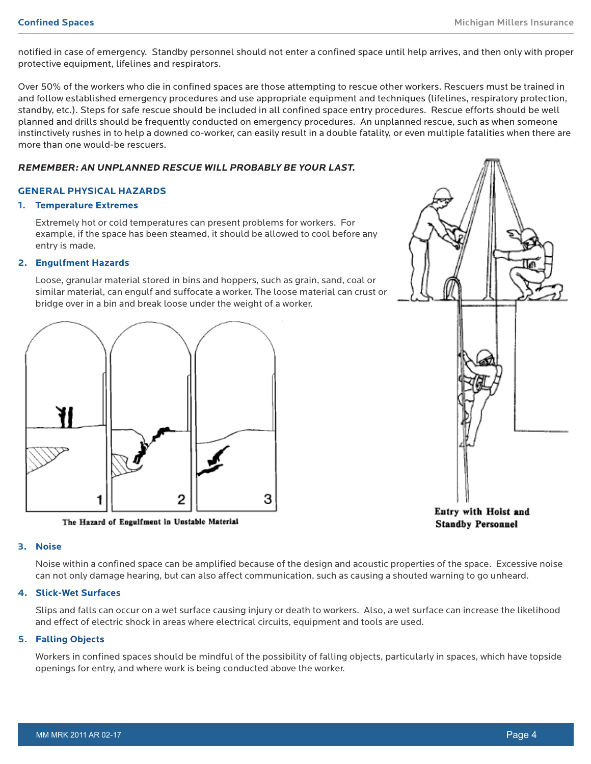notified in case of emergency. Standby personnel should not enter a confined space until help arrives, and then only with proper protective equipment, lifelines and respirators.

Over 50% of the workers who die in confined spaces are those attempting to rescue other workers. Rescuers must be trained in and follow established emergency procedures and use appropriate equipment and techniques (lifelines, respiratory protection, standby, etc.). Steps for safe rescue should be included in all confined space entry procedures. Rescue efforts should be well planned and drills should be frequently conducted on emergency procedures. An unplanned rescue, such as when someone instinctively rushes in to help a downed co-worker, can easily result in a double fatality, or even multiple fatalities when there are more than one would-be rescuers.

***REMEMBER: AN UNPLANNED RESCUE WILL PROBABLY BE YOUR LAST.***

## GENERAL PHYSICAL HAZARDS

### 1. Temperature Extremes

Extremely hot or cold temperatures can present problems for workers. For example, if the space has been steamed, it should be allowed to cool before any entry is made.

### 2. Engulfment Hazards

Loose, granular material stored in bins and hoppers, such as grain, sand, coal or similar material, can engulf and suffocate a worker. The loose material can crust or bridge over in a bin and break loose under the weight of a worker.

The Hazard of Engulfment in Unstable Material

Entry with Hoist and Standby Personnel

### 3. Noise

Noise within a confined space can be amplified because of the design and acoustic properties of the space. Excessive noise can not only damage hearing, but can also affect communication, such as causing a shouted warning to go unheard.

### 4. Slick-Wet Surfaces

Slips and falls can occur on a wet surface causing injury or death to workers. Also, a wet surface can increase the likelihood and effect of electric shock in areas where electrical circuits, equipment and tools are used.

### 5. Falling Objects

Workers in confined spaces should be mindful of the possibility of falling objects, particularly in spaces, which have topside openings for entry, and where work is being conducted above the worker.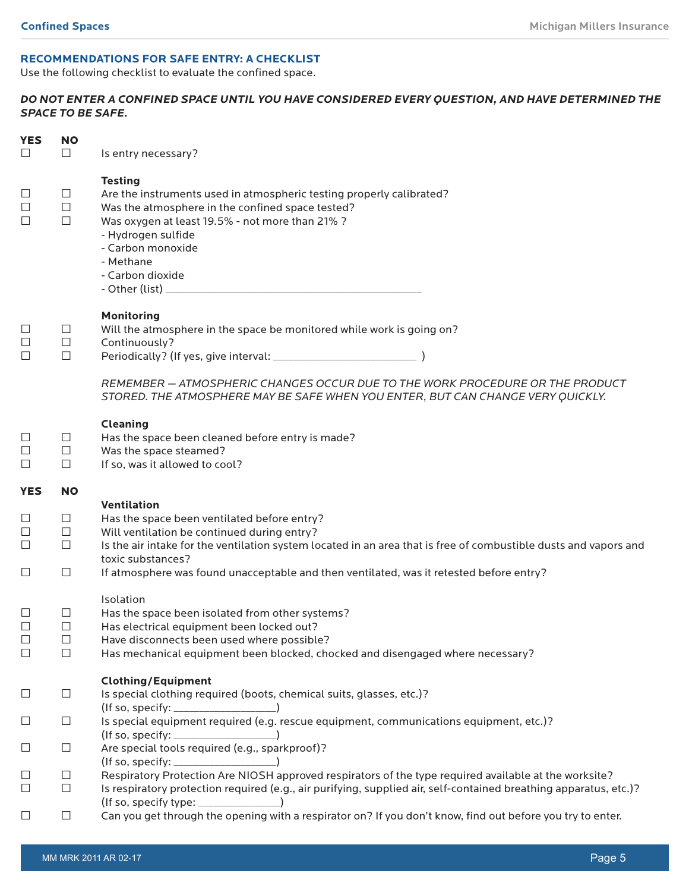## RECOMMENDATIONS FOR SAFE ENTRY: A CHECKLIST

Use the following checklist to evaluate the confined space.

***DO NOT ENTER A CONFINED SPACE UNTIL YOU HAVE CONSIDERED EVERY QUESTION, AND HAVE DETERMINED THE SPACE TO BE SAFE.***

| YES | NO | |
|---|---|---|
| ☐ | ☐ | Is entry necessary? |
| | | **Testing** |
| ☐ | ☐ | Are the instruments used in atmospheric testing properly calibrated? |
| ☐ | ☐ | Was the atmosphere in the confined space tested? |
| ☐ | ☐ | Was oxygen at least 19.5% - not more than 21% ?<br>- Hydrogen sulfide<br>- Carbon monoxide<br>- Methane<br>- Carbon dioxide<br>- Other (list) ___________________________ |
| | | **Monitoring** |
| ☐ | ☐ | Will the atmosphere in the space be monitored while work is going on? |
| ☐ | ☐ | Continuously? |
| ☐ | ☐ | Periodically? (If yes, give interval: ________________ ) |
| | | *REMEMBER — ATMOSPHERIC CHANGES OCCUR DUE TO THE WORK PROCEDURE OR THE PRODUCT STORED. THE ATMOSPHERE MAY BE SAFE WHEN YOU ENTER, BUT CAN CHANGE VERY QUICKLY.* |
| | | **Cleaning** |
| ☐ | ☐ | Has the space been cleaned before entry is made? |
| ☐ | ☐ | Was the space steamed? |
| ☐ | ☐ | If so, was it allowed to cool? |

| YES | NO | |
|---|---|---|
| | | **Ventilation** |
| ☐ | ☐ | Has the space been ventilated before entry? |
| ☐ | ☐ | Will ventilation be continued during entry? |
| ☐ | ☐ | Is the air intake for the ventilation system located in an area that is free of combustible dusts and vapors and toxic substances? |
| ☐ | ☐ | If atmosphere was found unacceptable and then ventilated, was it retested before entry? |
| | | Isolation |
| ☐ | ☐ | Has the space been isolated from other systems? |
| ☐ | ☐ | Has electrical equipment been locked out? |
| ☐ | ☐ | Have disconnects been used where possible? |
| ☐ | ☐ | Has mechanical equipment been blocked, chocked and disengaged where necessary? |
| | | **Clothing/Equipment** |
| ☐ | ☐ | Is special clothing required (boots, chemical suits, glasses, etc.)?<br>(If so, specify: ____________) |
| ☐ | ☐ | Is special equipment required (e.g. rescue equipment, communications equipment, etc.)?<br>(If so, specify: ____________) |
| ☐ | ☐ | Are special tools required (e.g., sparkproof)?<br>(If so, specify: ____________) |
| ☐ | ☐ | Respiratory Protection Are NIOSH approved respirators of the type required available at the worksite? |
| ☐ | ☐ | Is respiratory protection required (e.g., air purifying, supplied air, self-contained breathing apparatus, etc.)?<br>(If so, specify type: __________) |
| ☐ | ☐ | Can you get through the opening with a respirator on? If you don't know, find out before you try to enter. |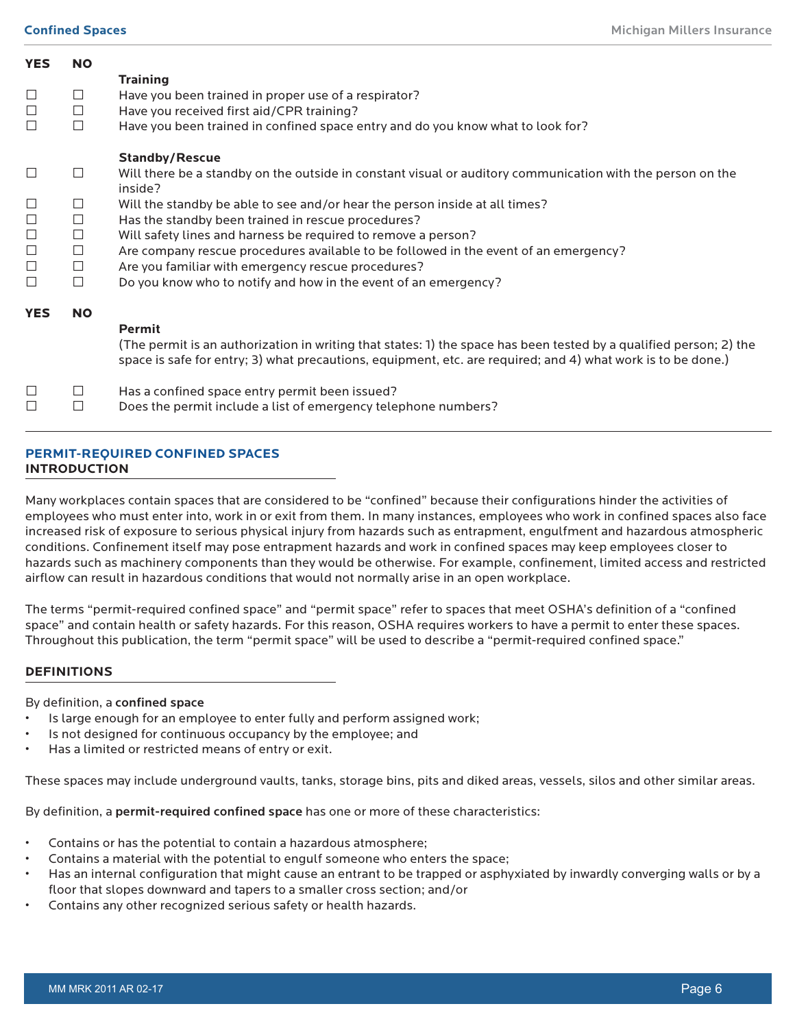| YES | NO | |
|---|---|---|
| | | **Training** |
| ☐ | ☐ | Have you been trained in proper use of a respirator? |
| ☐ | ☐ | Have you received first aid/CPR training? |
| ☐ | ☐ | Have you been trained in confined space entry and do you know what to look for? |
| | | **Standby/Rescue** |
| ☐ | ☐ | Will there be a standby on the outside in constant visual or auditory communication with the person on the inside? |
| ☐ | ☐ | Will the standby be able to see and/or hear the person inside at all times? |
| ☐ | ☐ | Has the standby been trained in rescue procedures? |
| ☐ | ☐ | Will safety lines and harness be required to remove a person? |
| ☐ | ☐ | Are company rescue procedures available to be followed in the event of an emergency? |
| ☐ | ☐ | Are you familiar with emergency rescue procedures? |
| ☐ | ☐ | Do you know who to notify and how in the event of an emergency? |

| YES | NO | |
|---|---|---|
| | | **Permit**<br>(The permit is an authorization in writing that states: 1) the space has been tested by a qualified person; 2) the space is safe for entry; 3) what precautions, equipment, etc. are required; and 4) what work is to be done.) |
| ☐ | ☐ | Has a confined space entry permit been issued? |
| ☐ | ☐ | Does the permit include a list of emergency telephone numbers? |

## PERMIT-REQUIRED CONFINED SPACES

### INTRODUCTION

Many workplaces contain spaces that are considered to be “confined” because their configurations hinder the activities of employees who must enter into, work in or exit from them. In many instances, employees who work in confined spaces also face increased risk of exposure to serious physical injury from hazards such as entrapment, engulfment and hazardous atmospheric conditions. Confinement itself may pose entrapment hazards and work in confined spaces may keep employees closer to hazards such as machinery components than they would be otherwise. For example, confinement, limited access and restricted airflow can result in hazardous conditions that would not normally arise in an open workplace.

The terms “permit-required confined space” and “permit space” refer to spaces that meet OSHA’s definition of a “confined space” and contain health or safety hazards. For this reason, OSHA requires workers to have a permit to enter these spaces. Throughout this publication, the term “permit space” will be used to describe a “permit-required confined space.”

### DEFINITIONS

By definition, a **confined space**

- Is large enough for an employee to enter fully and perform assigned work;
- Is not designed for continuous occupancy by the employee; and
- Has a limited or restricted means of entry or exit.

These spaces may include underground vaults, tanks, storage bins, pits and diked areas, vessels, silos and other similar areas.

By definition, a **permit-required confined space** has one or more of these characteristics:

- Contains or has the potential to contain a hazardous atmosphere;
- Contains a material with the potential to engulf someone who enters the space;
- Has an internal configuration that might cause an entrant to be trapped or asphyxiated by inwardly converging walls or by a floor that slopes downward and tapers to a smaller cross section; and/or
- Contains any other recognized serious safety or health hazards.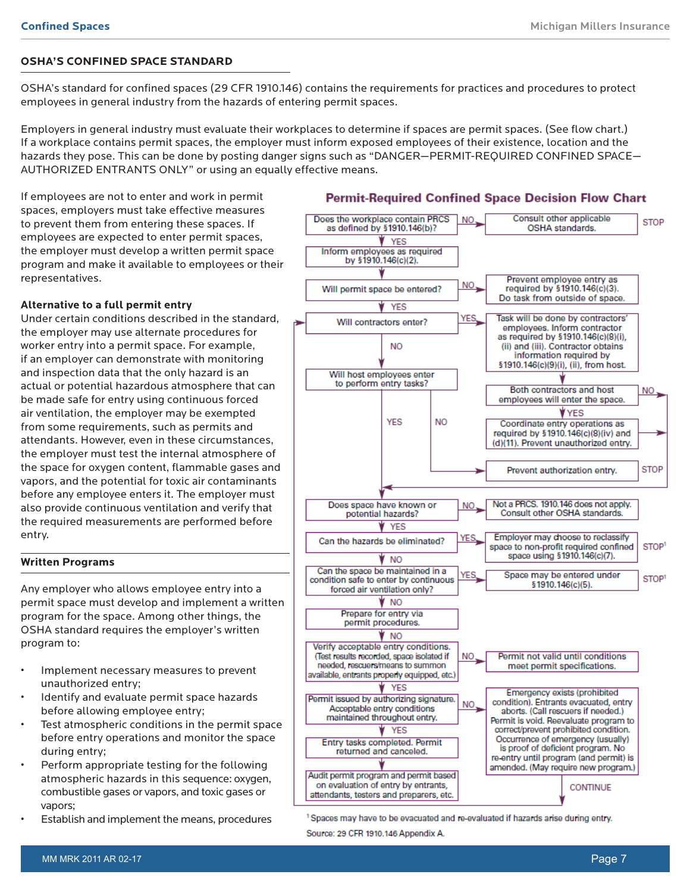## OSHA'S CONFINED SPACE STANDARD

OSHA's standard for confined spaces (29 CFR 1910.146) contains the requirements for practices and procedures to protect employees in general industry from the hazards of entering permit spaces.

Employers in general industry must evaluate their workplaces to determine if spaces are permit spaces. (See flow chart.) If a workplace contains permit spaces, the employer must inform exposed employees of their existence, location and the hazards they pose. This can be done by posting danger signs such as "DANGER—PERMIT-REQUIRED CONFINED SPACE—AUTHORIZED ENTRANTS ONLY" or using an equally effective means.

If employees are not to enter and work in permit spaces, employers must take effective measures to prevent them from entering these spaces. If employees are expected to enter permit spaces, the employer must develop a written permit space program and make it available to employees or their representatives.

**Alternative to a full permit entry**
Under certain conditions described in the standard, the employer may use alternate procedures for worker entry into a permit space. For example, if an employer can demonstrate with monitoring and inspection data that the only hazard is an actual or potential hazardous atmosphere that can be made safe for entry using continuous forced air ventilation, the employer may be exempted from some requirements, such as permits and attendants. However, even in these circumstances, the employer must test the internal atmosphere of the space for oxygen content, flammable gases and vapors, and the potential for toxic air contaminants before any employee enters it. The employer must also provide continuous ventilation and verify that the required measurements are performed before entry.

### Written Programs

Any employer who allows employee entry into a permit space must develop and implement a written program for the space. Among other things, the OSHA standard requires the employer's written program to:

- Implement necessary measures to prevent unauthorized entry;
- Identify and evaluate permit space hazards before allowing employee entry;
- Test atmospheric conditions in the permit space before entry operations and monitor the space during entry;
- Perform appropriate testing for the following atmospheric hazards in this sequence: oxygen, combustible gases or vapors, and toxic gases or vapors;
- Establish and implement the means, procedures

### Permit-Required Confined Space Decision Flow Chart

- Does the workplace contain PRCS as defined by §1910.146(b)? — NO → Consult other applicable OSHA standards. STOP
- YES → Inform employees as required by §1910.146(c)(2).
- Will permit space be entered? — NO → Prevent employee entry as required by §1910.146(c)(3). Do task from outside of space.
- YES → Will contractors enter? — YES → Task will be done by contractors' employees. Inform contractor as required by §1910.146(c)(8)(i), (ii) and (iii). Contractor obtains information required by §1910.146(c)(9)(i), (ii), from host.
  - Both contractors and host employees will enter the space. — NO → (return to "Will contractors enter?")
  - YES → Coordinate entry operations as required by §1910.146(c)(8)(iv) and (d)(11). Prevent unauthorized entry.
- NO → Will host employees enter to perform entry tasks? — NO → Prevent authorization entry. STOP
- YES → Does space have known or potential hazards? — NO → Not a PRCS. 1910.146 does not apply. Consult other OSHA standards.
- YES → Can the hazards be eliminated? — YES → Employer may choose to reclassify space to non-profit required confined space using §1910.146(c)(7). STOP[1]
- NO → Can the space be maintained in a condition safe to enter by continuous forced air ventilation only? — YES → Space may be entered under §1910.146(c)(5). STOP[1]
- NO → Prepare for entry via permit procedures.
- Verify acceptable entry conditions. (Test results recorded, space isolated if needed, rescuers/means to summon available, entrants properly equipped, etc.) — NO → Permit not valid until conditions meet permit specifications.
- YES → Permit issued by authorizing signature. Acceptable entry conditions maintained throughout entry. — NO → Emergency exists (prohibited condition). Entrants evacuated, entry aborts. (Call rescuers if needed.) Permit is void. Reevaluate program to correct/prevent prohibited condition. Occurrence of emergency (usually) is proof of deficient program. No re-entry until program (and permit) is amended. (May require new program.) CONTINUE
- YES → Entry tasks completed. Permit returned and canceled.
- Audit permit program and permit based on evaluation of entry by entrants, attendants, testers and preparers, etc.

[1] Spaces may have to be evacuated and re-evaluated if hazards arise during entry.

Source: 29 CFR 1910.146 Appendix A.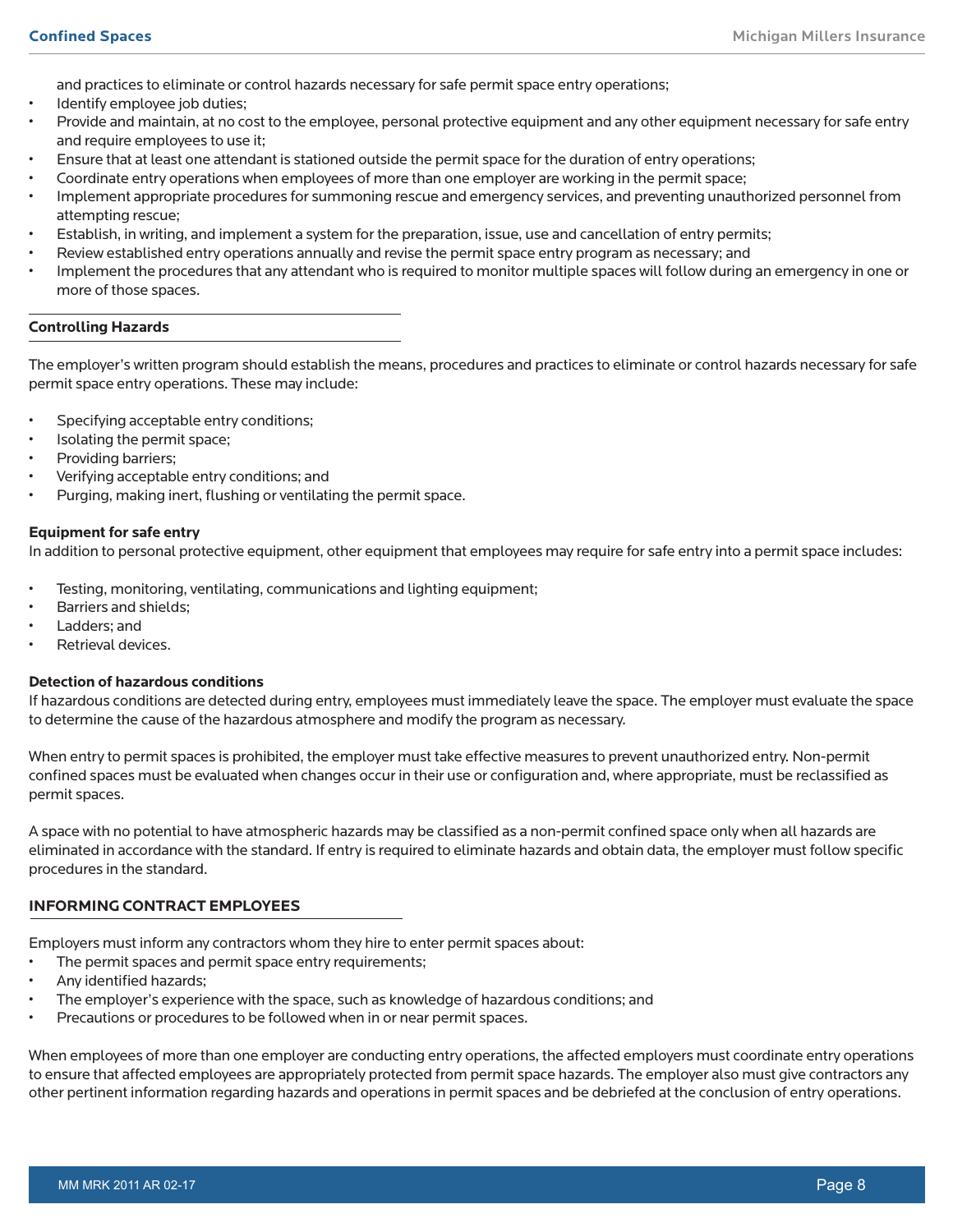and practices to eliminate or control hazards necessary for safe permit space entry operations;

- Identify employee job duties;
- Provide and maintain, at no cost to the employee, personal protective equipment and any other equipment necessary for safe entry and require employees to use it;
- Ensure that at least one attendant is stationed outside the permit space for the duration of entry operations;
- Coordinate entry operations when employees of more than one employer are working in the permit space;
- Implement appropriate procedures for summoning rescue and emergency services, and preventing unauthorized personnel from attempting rescue;
- Establish, in writing, and implement a system for the preparation, issue, use and cancellation of entry permits;
- Review established entry operations annually and revise the permit space entry program as necessary; and
- Implement the procedures that any attendant who is required to monitor multiple spaces will follow during an emergency in one or more of those spaces.

### Controlling Hazards

The employer's written program should establish the means, procedures and practices to eliminate or control hazards necessary for safe permit space entry operations. These may include:

- Specifying acceptable entry conditions;
- Isolating the permit space;
- Providing barriers;
- Verifying acceptable entry conditions; and
- Purging, making inert, flushing or ventilating the permit space.

**Equipment for safe entry**

In addition to personal protective equipment, other equipment that employees may require for safe entry into a permit space includes:

- Testing, monitoring, ventilating, communications and lighting equipment;
- Barriers and shields;
- Ladders; and
- Retrieval devices.

**Detection of hazardous conditions**

If hazardous conditions are detected during entry, employees must immediately leave the space. The employer must evaluate the space to determine the cause of the hazardous atmosphere and modify the program as necessary.

When entry to permit spaces is prohibited, the employer must take effective measures to prevent unauthorized entry. Non-permit confined spaces must be evaluated when changes occur in their use or configuration and, where appropriate, must be reclassified as permit spaces.

A space with no potential to have atmospheric hazards may be classified as a non-permit confined space only when all hazards are eliminated in accordance with the standard. If entry is required to eliminate hazards and obtain data, the employer must follow specific procedures in the standard.

## INFORMING CONTRACT EMPLOYEES

Employers must inform any contractors whom they hire to enter permit spaces about:

- The permit spaces and permit space entry requirements;
- Any identified hazards;
- The employer's experience with the space, such as knowledge of hazardous conditions; and
- Precautions or procedures to be followed when in or near permit spaces.

When employees of more than one employer are conducting entry operations, the affected employers must coordinate entry operations to ensure that affected employees are appropriately protected from permit space hazards. The employer also must give contractors any other pertinent information regarding hazards and operations in permit spaces and be debriefed at the conclusion of entry operations.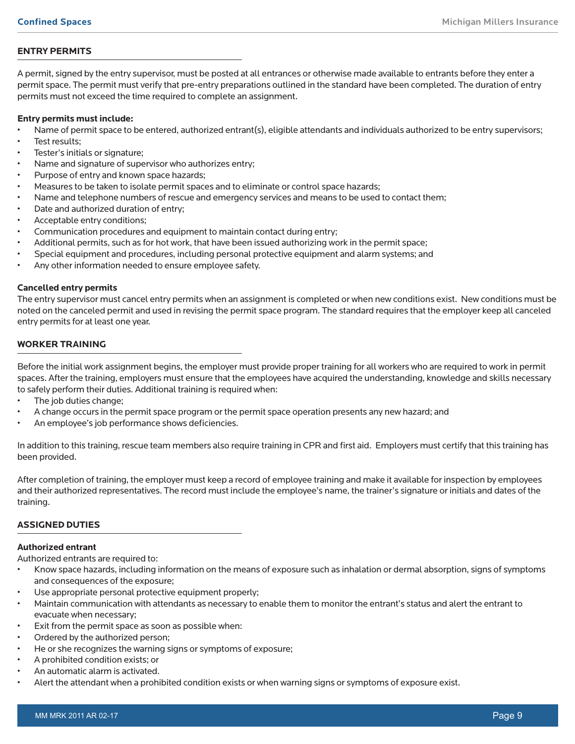## ENTRY PERMITS

A permit, signed by the entry supervisor, must be posted at all entrances or otherwise made available to entrants before they enter a permit space. The permit must verify that pre-entry preparations outlined in the standard have been completed. The duration of entry permits must not exceed the time required to complete an assignment.

**Entry permits must include:**

- Name of permit space to be entered, authorized entrant(s), eligible attendants and individuals authorized to be entry supervisors;
- Test results;
- Tester's initials or signature;
- Name and signature of supervisor who authorizes entry;
- Purpose of entry and known space hazards;
- Measures to be taken to isolate permit spaces and to eliminate or control space hazards;
- Name and telephone numbers of rescue and emergency services and means to be used to contact them;
- Date and authorized duration of entry;
- Acceptable entry conditions;
- Communication procedures and equipment to maintain contact during entry;
- Additional permits, such as for hot work, that have been issued authorizing work in the permit space;
- Special equipment and procedures, including personal protective equipment and alarm systems; and
- Any other information needed to ensure employee safety.

**Cancelled entry permits**

The entry supervisor must cancel entry permits when an assignment is completed or when new conditions exist. New conditions must be noted on the canceled permit and used in revising the permit space program. The standard requires that the employer keep all canceled entry permits for at least one year.

## WORKER TRAINING

Before the initial work assignment begins, the employer must provide proper training for all workers who are required to work in permit spaces. After the training, employers must ensure that the employees have acquired the understanding, knowledge and skills necessary to safely perform their duties. Additional training is required when:

- The job duties change;
- A change occurs in the permit space program or the permit space operation presents any new hazard; and
- An employee's job performance shows deficiencies.

In addition to this training, rescue team members also require training in CPR and first aid. Employers must certify that this training has been provided.

After completion of training, the employer must keep a record of employee training and make it available for inspection by employees and their authorized representatives. The record must include the employee's name, the trainer's signature or initials and dates of the training.

## ASSIGNED DUTIES

**Authorized entrant**

Authorized entrants are required to:

- Know space hazards, including information on the means of exposure such as inhalation or dermal absorption, signs of symptoms and consequences of the exposure;
- Use appropriate personal protective equipment properly;
- Maintain communication with attendants as necessary to enable them to monitor the entrant's status and alert the entrant to evacuate when necessary;
- Exit from the permit space as soon as possible when:
- Ordered by the authorized person;
- He or she recognizes the warning signs or symptoms of exposure;
- A prohibited condition exists; or
- An automatic alarm is activated.
- Alert the attendant when a prohibited condition exists or when warning signs or symptoms of exposure exist.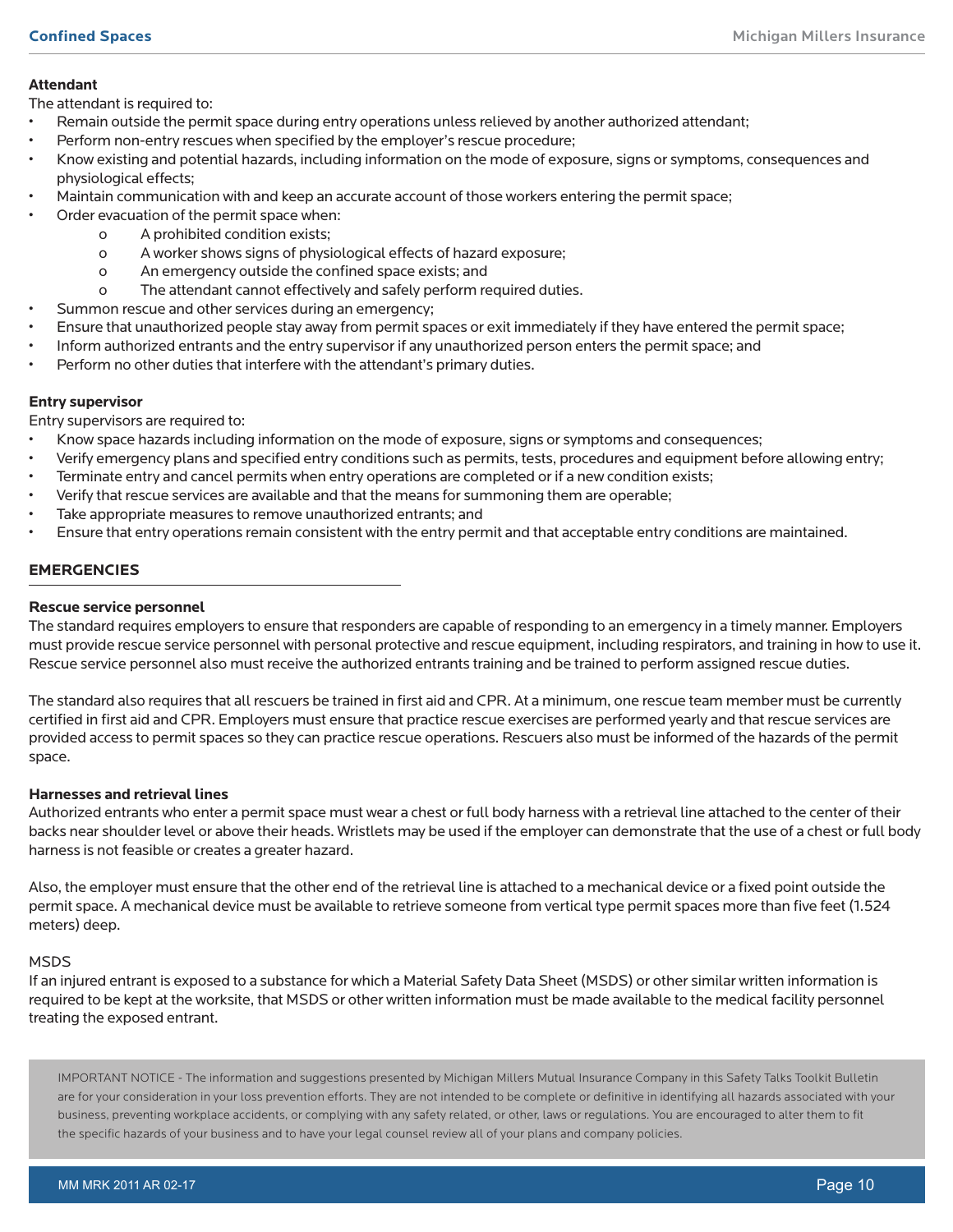**Attendant**

The attendant is required to:

- Remain outside the permit space during entry operations unless relieved by another authorized attendant;
- Perform non-entry rescues when specified by the employer's rescue procedure;
- Know existing and potential hazards, including information on the mode of exposure, signs or symptoms, consequences and physiological effects;
- Maintain communication with and keep an accurate account of those workers entering the permit space;
- Order evacuation of the permit space when:
    - A prohibited condition exists;
    - A worker shows signs of physiological effects of hazard exposure;
    - An emergency outside the confined space exists; and
    - The attendant cannot effectively and safely perform required duties.
- Summon rescue and other services during an emergency;
- Ensure that unauthorized people stay away from permit spaces or exit immediately if they have entered the permit space;
- Inform authorized entrants and the entry supervisor if any unauthorized person enters the permit space; and
- Perform no other duties that interfere with the attendant's primary duties.

**Entry supervisor**

Entry supervisors are required to:

- Know space hazards including information on the mode of exposure, signs or symptoms and consequences;
- Verify emergency plans and specified entry conditions such as permits, tests, procedures and equipment before allowing entry;
- Terminate entry and cancel permits when entry operations are completed or if a new condition exists;
- Verify that rescue services are available and that the means for summoning them are operable;
- Take appropriate measures to remove unauthorized entrants; and
- Ensure that entry operations remain consistent with the entry permit and that acceptable entry conditions are maintained.

## EMERGENCIES

**Rescue service personnel**

The standard requires employers to ensure that responders are capable of responding to an emergency in a timely manner. Employers must provide rescue service personnel with personal protective and rescue equipment, including respirators, and training in how to use it. Rescue service personnel also must receive the authorized entrants training and be trained to perform assigned rescue duties.

The standard also requires that all rescuers be trained in first aid and CPR. At a minimum, one rescue team member must be currently certified in first aid and CPR. Employers must ensure that practice rescue exercises are performed yearly and that rescue services are provided access to permit spaces so they can practice rescue operations. Rescuers also must be informed of the hazards of the permit space.

**Harnesses and retrieval lines**

Authorized entrants who enter a permit space must wear a chest or full body harness with a retrieval line attached to the center of their backs near shoulder level or above their heads. Wristlets may be used if the employer can demonstrate that the use of a chest or full body harness is not feasible or creates a greater hazard.

Also, the employer must ensure that the other end of the retrieval line is attached to a mechanical device or a fixed point outside the permit space. A mechanical device must be available to retrieve someone from vertical type permit spaces more than five feet (1.524 meters) deep.

MSDS

If an injured entrant is exposed to a substance for which a Material Safety Data Sheet (MSDS) or other similar written information is required to be kept at the worksite, that MSDS or other written information must be made available to the medical facility personnel treating the exposed entrant.

IMPORTANT NOTICE - The information and suggestions presented by Michigan Millers Mutual Insurance Company in this Safety Talks Toolkit Bulletin are for your consideration in your loss prevention efforts. They are not intended to be complete or definitive in identifying all hazards associated with your business, preventing workplace accidents, or complying with any safety related, or other, laws or regulations. You are encouraged to alter them to fit the specific hazards of your business and to have your legal counsel review all of your plans and company policies.

MM MRK 2011 AR 02-17